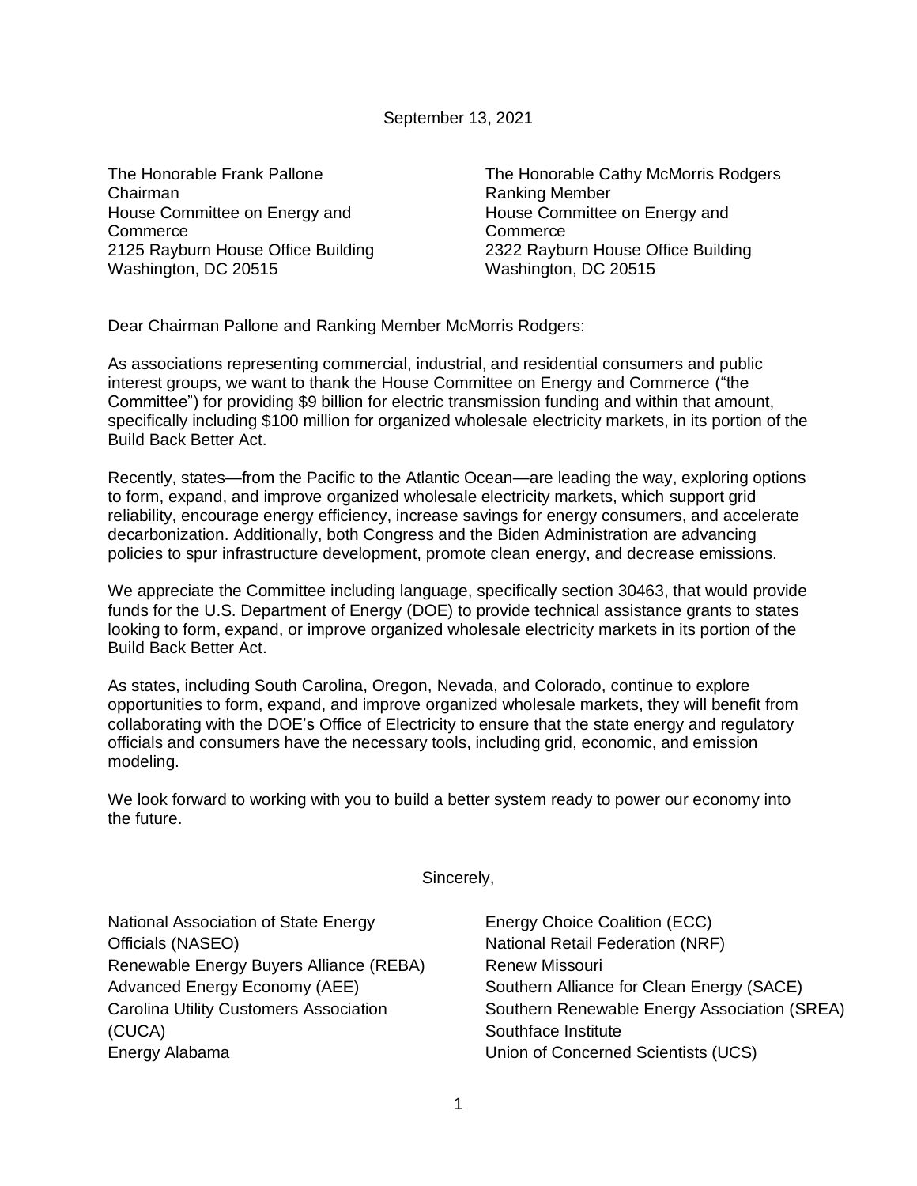September 13, 2021

The Honorable Frank Pallone
Chairman
House Committee on Energy and Commerce
2125 Rayburn House Office Building
Washington, DC 20515

The Honorable Cathy McMorris Rodgers
Ranking Member
House Committee on Energy and Commerce
2322 Rayburn House Office Building
Washington, DC 20515

Dear Chairman Pallone and Ranking Member McMorris Rodgers:

As associations representing commercial, industrial, and residential consumers and public interest groups, we want to thank the House Committee on Energy and Commerce ("the Committee") for providing $9 billion for electric transmission funding and within that amount, specifically including $100 million for organized wholesale electricity markets, in its portion of the Build Back Better Act.

Recently, states—from the Pacific to the Atlantic Ocean—are leading the way, exploring options to form, expand, and improve organized wholesale electricity markets, which support grid reliability, encourage energy efficiency, increase savings for energy consumers, and accelerate decarbonization. Additionally, both Congress and the Biden Administration are advancing policies to spur infrastructure development, promote clean energy, and decrease emissions.

We appreciate the Committee including language, specifically section 30463, that would provide funds for the U.S. Department of Energy (DOE) to provide technical assistance grants to states looking to form, expand, or improve organized wholesale electricity markets in its portion of the Build Back Better Act.

As states, including South Carolina, Oregon, Nevada, and Colorado, continue to explore opportunities to form, expand, and improve organized wholesale markets, they will benefit from collaborating with the DOE's Office of Electricity to ensure that the state energy and regulatory officials and consumers have the necessary tools, including grid, economic, and emission modeling.

We look forward to working with you to build a better system ready to power our economy into the future.

Sincerely,

National Association of State Energy Officials (NASEO)
Renewable Energy Buyers Alliance (REBA)
Advanced Energy Economy (AEE)
Carolina Utility Customers Association (CUCA)
Energy Alabama
Energy Choice Coalition (ECC)
National Retail Federation (NRF)
Renew Missouri
Southern Alliance for Clean Energy (SACE)
Southern Renewable Energy Association (SREA)
Southface Institute
Union of Concerned Scientists (UCS)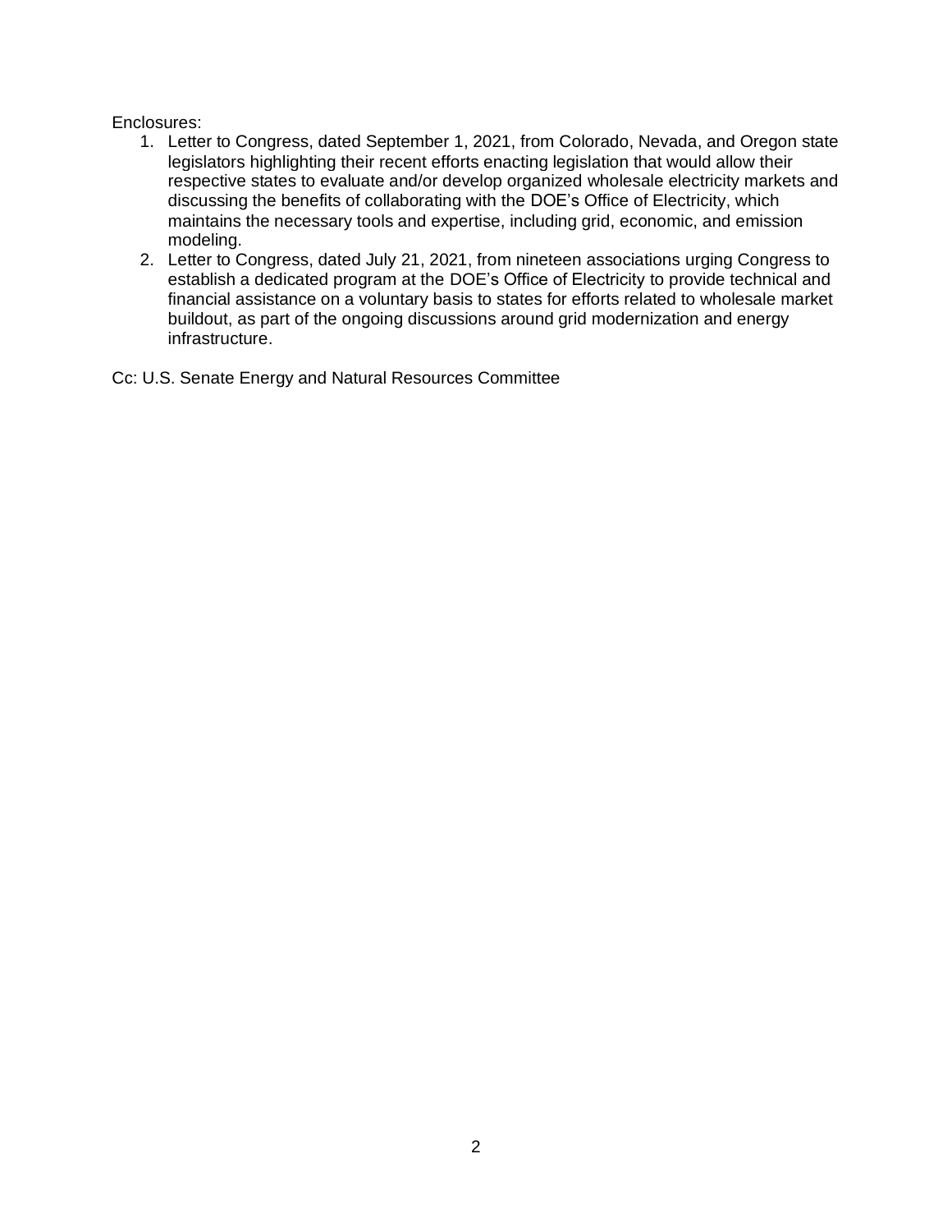Enclosures:

1. Letter to Congress, dated September 1, 2021, from Colorado, Nevada, and Oregon state legislators highlighting their recent efforts enacting legislation that would allow their respective states to evaluate and/or develop organized wholesale electricity markets and discussing the benefits of collaborating with the DOE's Office of Electricity, which maintains the necessary tools and expertise, including grid, economic, and emission modeling.
2. Letter to Congress, dated July 21, 2021, from nineteen associations urging Congress to establish a dedicated program at the DOE's Office of Electricity to provide technical and financial assistance on a voluntary basis to states for efforts related to wholesale market buildout, as part of the ongoing discussions around grid modernization and energy infrastructure.

Cc: U.S. Senate Energy and Natural Resources Committee